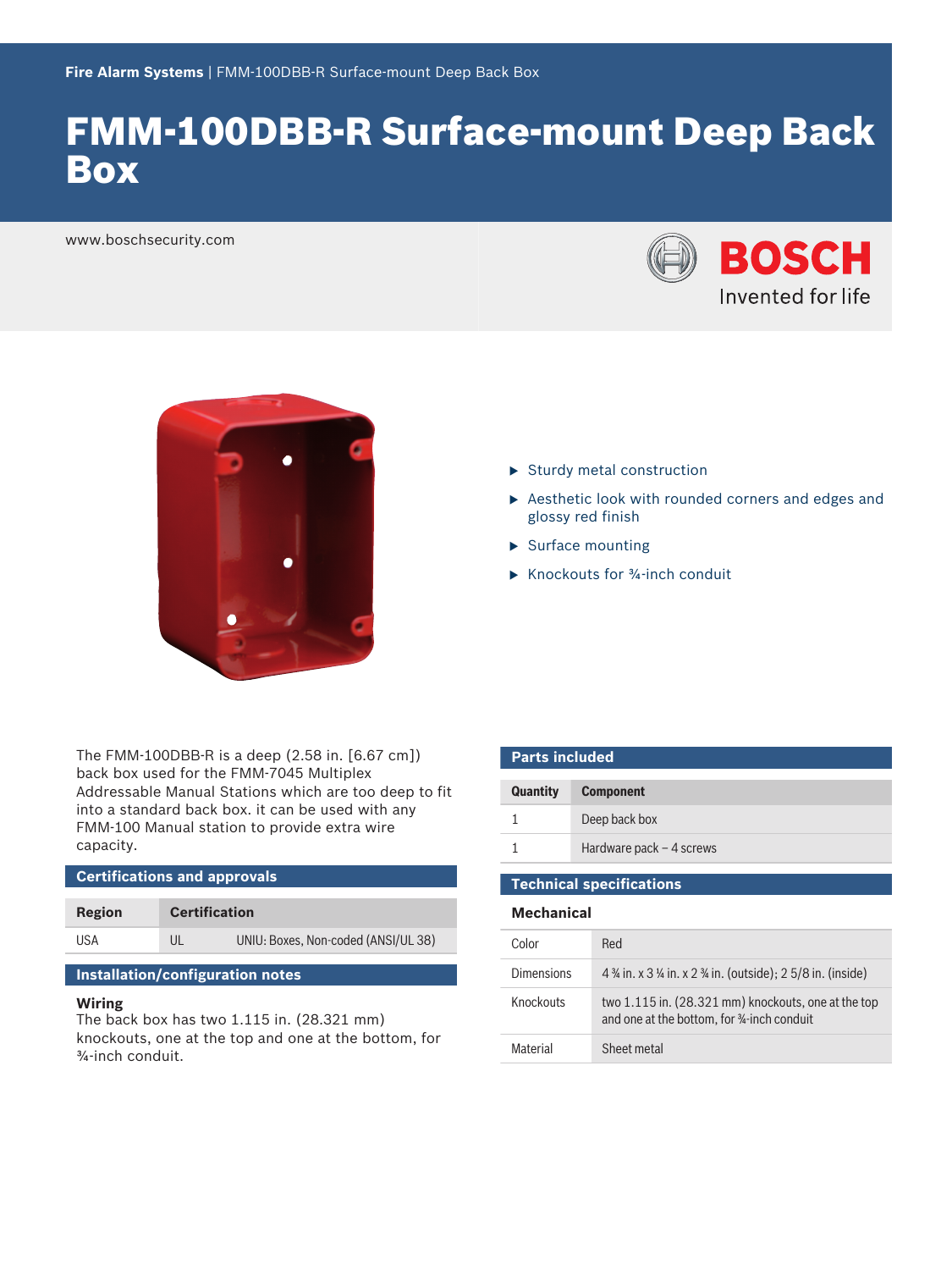**Fire Alarm Systems** | FMM-100DBB-R Surface-mount Deep Back Box

# FMM-100DBB-R Surface-mount Deep Back Box

www.boschsecurity.com

BOSCH
Invented for life

- Sturdy metal construction
- Aesthetic look with rounded corners and edges and glossy red finish
- Surface mounting
- Knockouts for ¾-inch conduit

The FMM-100DBB-R is a deep (2.58 in. [6.67 cm]) back box used for the FMM-7045 Multiplex Addressable Manual Stations which are too deep to fit into a standard back box. it can be used with any FMM-100 Manual station to provide extra wire capacity.

## Certifications and approvals

| Region | Certification | |
|---|---|---|
| USA | UL | UNIU: Boxes, Non-coded (ANSI/UL 38) |

## Installation/configuration notes

### Wiring

The back box has two 1.115 in. (28.321 mm) knockouts, one at the top and one at the bottom, for ¾-inch conduit.

## Parts included

| Quantity | Component |
|---|---|
| 1 | Deep back box |
| 1 | Hardware pack – 4 screws |

## Technical specifications

### Mechanical

| | |
|---|---|
| Color | Red |
| Dimensions | 4 ¾ in. x 3 ¼ in. x 2 ¾ in. (outside); 2 5/8 in. (inside) |
| Knockouts | two 1.115 in. (28.321 mm) knockouts, one at the top and one at the bottom, for ¾-inch conduit |
| Material | Sheet metal |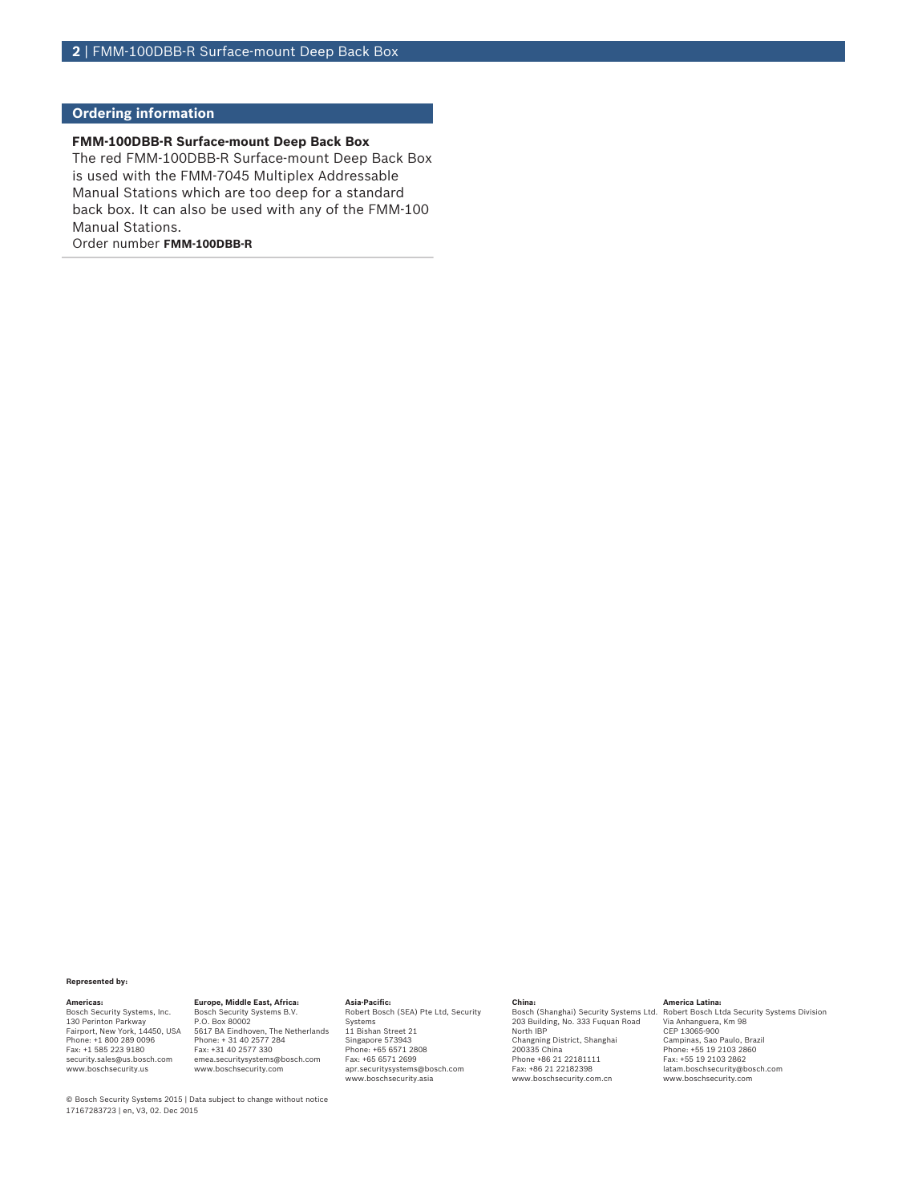## Ordering information

**FMM-100DBB-R Surface-mount Deep Back Box**
The red FMM-100DBB-R Surface-mount Deep Back Box is used with the FMM-7045 Multiplex Addressable Manual Stations which are too deep for a standard back box. It can also be used with any of the FMM-100 Manual Stations.
Order number **FMM-100DBB-R**

**Represented by:**

**Americas:**
Bosch Security Systems, Inc.
130 Perinton Parkway
Fairport, New York, 14450, USA
Phone: +1 800 289 0096
Fax: +1 585 223 9180
security.sales@us.bosch.com
www.boschsecurity.us

**Europe, Middle East, Africa:**
Bosch Security Systems B.V.
P.O. Box 80002
5617 BA Eindhoven, The Netherlands
Phone: + 31 40 2577 284
Fax: +31 40 2577 330
emea.securitysystems@bosch.com
www.boschsecurity.com

**Asia-Pacific:**
Robert Bosch (SEA) Pte Ltd, Security Systems
11 Bishan Street 21
Singapore 573943
Phone: +65 6571 2808
Fax: +65 6571 2699
apr.securitysystems@bosch.com
www.boschsecurity.asia

**China:**
Bosch (Shanghai) Security Systems Ltd.
203 Building, No. 333 Fuquan Road
North IBP
Changning District, Shanghai
200335 China
Phone +86 21 22181111
Fax: +86 21 22182398
www.boschsecurity.com.cn

**America Latina:**
Robert Bosch Ltda Security Systems Division
Via Anhanguera, Km 98
CEP 13065-900
Campinas, Sao Paulo, Brazil
Phone: +55 19 2103 2860
Fax: +55 19 2103 2862
latam.boschsecurity@bosch.com
www.boschsecurity.com

© Bosch Security Systems 2015 | Data subject to change without notice
17167283723 | en, V3, 02. Dec 2015